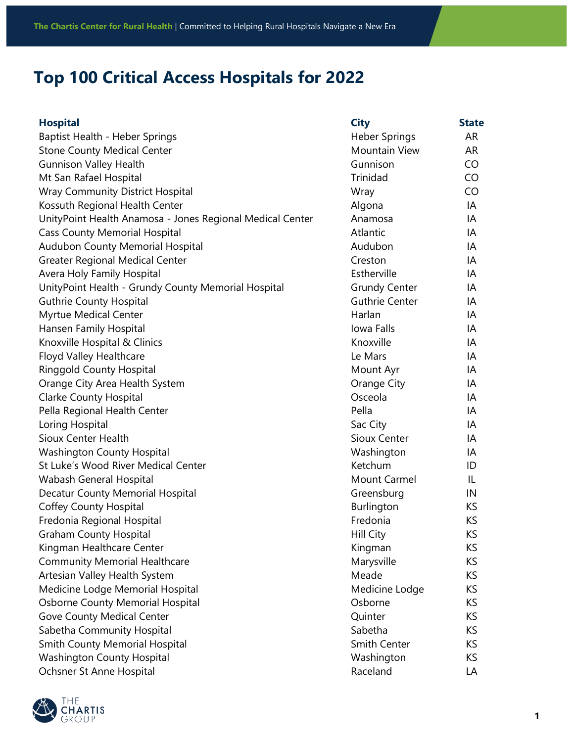# Top 100 Critical Access Hospitals for 2022

| Hospital | City | State |
|---|---|---|
| Baptist Health - Heber Springs | Heber Springs | AR |
| Stone County Medical Center | Mountain View | AR |
| Gunnison Valley Health | Gunnison | CO |
| Mt San Rafael Hospital | Trinidad | CO |
| Wray Community District Hospital | Wray | CO |
| Kossuth Regional Health Center | Algona | IA |
| UnityPoint Health Anamosa - Jones Regional Medical Center | Anamosa | IA |
| Cass County Memorial Hospital | Atlantic | IA |
| Audubon County Memorial Hospital | Audubon | IA |
| Greater Regional Medical Center | Creston | IA |
| Avera Holy Family Hospital | Estherville | IA |
| UnityPoint Health - Grundy County Memorial Hospital | Grundy Center | IA |
| Guthrie County Hospital | Guthrie Center | IA |
| Myrtue Medical Center | Harlan | IA |
| Hansen Family Hospital | Iowa Falls | IA |
| Knoxville Hospital & Clinics | Knoxville | IA |
| Floyd Valley Healthcare | Le Mars | IA |
| Ringgold County Hospital | Mount Ayr | IA |
| Orange City Area Health System | Orange City | IA |
| Clarke County Hospital | Osceola | IA |
| Pella Regional Health Center | Pella | IA |
| Loring Hospital | Sac City | IA |
| Sioux Center Health | Sioux Center | IA |
| Washington County Hospital | Washington | IA |
| St Luke's Wood River Medical Center | Ketchum | ID |
| Wabash General Hospital | Mount Carmel | IL |
| Decatur County Memorial Hospital | Greensburg | IN |
| Coffey County Hospital | Burlington | KS |
| Fredonia Regional Hospital | Fredonia | KS |
| Graham County Hospital | Hill City | KS |
| Kingman Healthcare Center | Kingman | KS |
| Community Memorial Healthcare | Marysville | KS |
| Artesian Valley Health System | Meade | KS |
| Medicine Lodge Memorial Hospital | Medicine Lodge | KS |
| Osborne County Memorial Hospital | Osborne | KS |
| Gove County Medical Center | Quinter | KS |
| Sabetha Community Hospital | Sabetha | KS |
| Smith County Memorial Hospital | Smith Center | KS |
| Washington County Hospital | Washington | KS |
| Ochsner St Anne Hospital | Raceland | LA |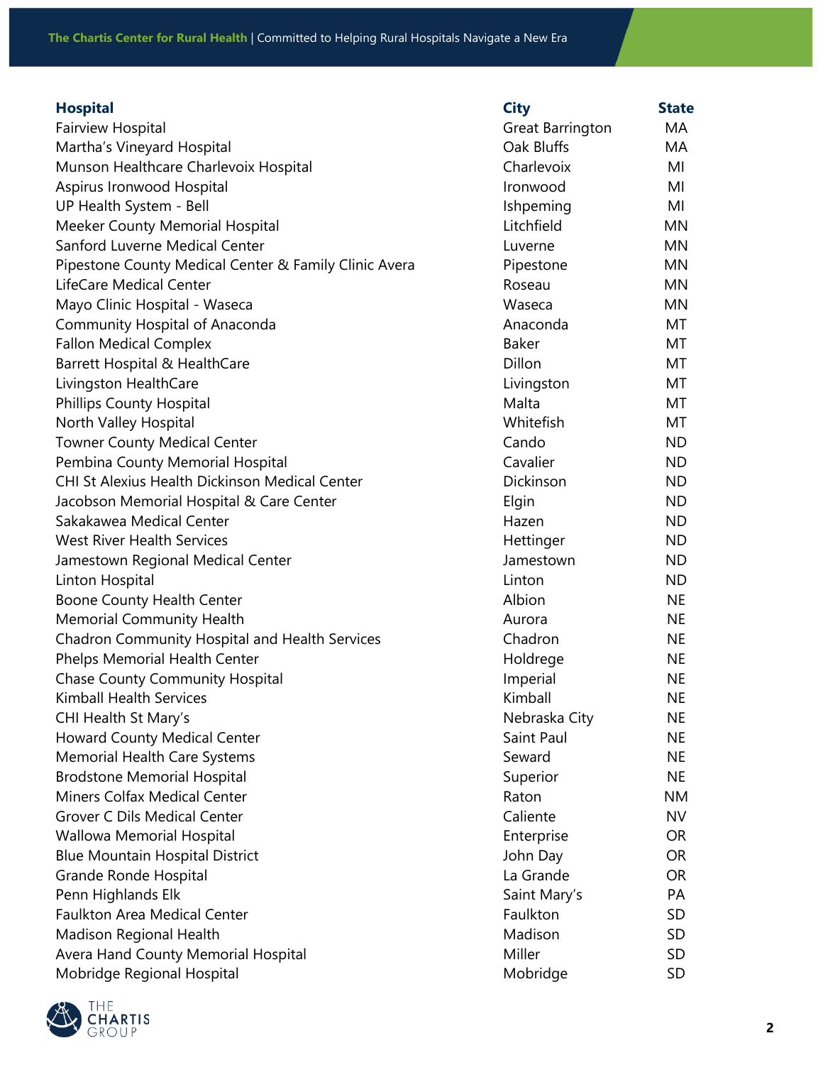| Hospital | City | State |
|---|---|---|
| Fairview Hospital | Great Barrington | MA |
| Martha's Vineyard Hospital | Oak Bluffs | MA |
| Munson Healthcare Charlevoix Hospital | Charlevoix | MI |
| Aspirus Ironwood Hospital | Ironwood | MI |
| UP Health System - Bell | Ishpeming | MI |
| Meeker County Memorial Hospital | Litchfield | MN |
| Sanford Luverne Medical Center | Luverne | MN |
| Pipestone County Medical Center & Family Clinic Avera | Pipestone | MN |
| LifeCare Medical Center | Roseau | MN |
| Mayo Clinic Hospital - Waseca | Waseca | MN |
| Community Hospital of Anaconda | Anaconda | MT |
| Fallon Medical Complex | Baker | MT |
| Barrett Hospital & HealthCare | Dillon | MT |
| Livingston HealthCare | Livingston | MT |
| Phillips County Hospital | Malta | MT |
| North Valley Hospital | Whitefish | MT |
| Towner County Medical Center | Cando | ND |
| Pembina County Memorial Hospital | Cavalier | ND |
| CHI St Alexius Health Dickinson Medical Center | Dickinson | ND |
| Jacobson Memorial Hospital & Care Center | Elgin | ND |
| Sakakawea Medical Center | Hazen | ND |
| West River Health Services | Hettinger | ND |
| Jamestown Regional Medical Center | Jamestown | ND |
| Linton Hospital | Linton | ND |
| Boone County Health Center | Albion | NE |
| Memorial Community Health | Aurora | NE |
| Chadron Community Hospital and Health Services | Chadron | NE |
| Phelps Memorial Health Center | Holdrege | NE |
| Chase County Community Hospital | Imperial | NE |
| Kimball Health Services | Kimball | NE |
| CHI Health St Mary's | Nebraska City | NE |
| Howard County Medical Center | Saint Paul | NE |
| Memorial Health Care Systems | Seward | NE |
| Brodstone Memorial Hospital | Superior | NE |
| Miners Colfax Medical Center | Raton | NM |
| Grover C Dils Medical Center | Caliente | NV |
| Wallowa Memorial Hospital | Enterprise | OR |
| Blue Mountain Hospital District | John Day | OR |
| Grande Ronde Hospital | La Grande | OR |
| Penn Highlands Elk | Saint Mary's | PA |
| Faulkton Area Medical Center | Faulkton | SD |
| Madison Regional Health | Madison | SD |
| Avera Hand County Memorial Hospital | Miller | SD |
| Mobridge Regional Hospital | Mobridge | SD |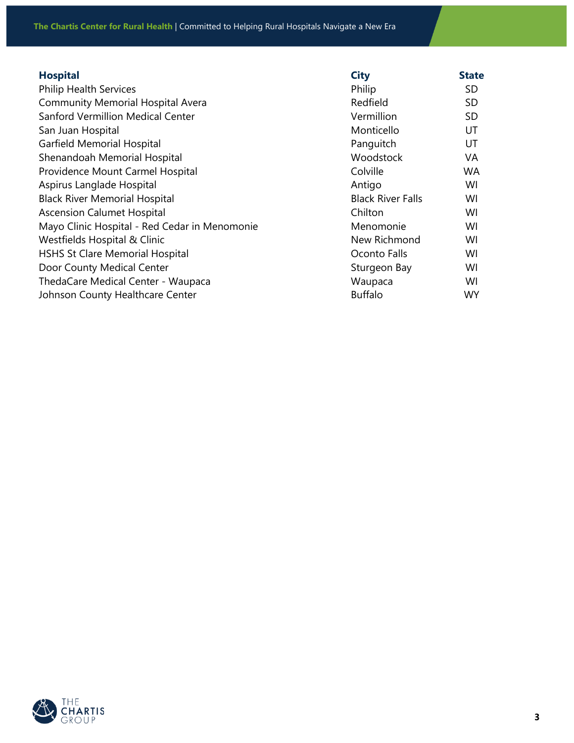| Hospital | City | State |
| --- | --- | --- |
| Philip Health Services | Philip | SD |
| Community Memorial Hospital Avera | Redfield | SD |
| Sanford Vermillion Medical Center | Vermillion | SD |
| San Juan Hospital | Monticello | UT |
| Garfield Memorial Hospital | Panguitch | UT |
| Shenandoah Memorial Hospital | Woodstock | VA |
| Providence Mount Carmel Hospital | Colville | WA |
| Aspirus Langlade Hospital | Antigo | WI |
| Black River Memorial Hospital | Black River Falls | WI |
| Ascension Calumet Hospital | Chilton | WI |
| Mayo Clinic Hospital - Red Cedar in Menomonie | Menomonie | WI |
| Westfields Hospital & Clinic | New Richmond | WI |
| HSHS St Clare Memorial Hospital | Oconto Falls | WI |
| Door County Medical Center | Sturgeon Bay | WI |
| ThedaCare Medical Center - Waupaca | Waupaca | WI |
| Johnson County Healthcare Center | Buffalo | WY |